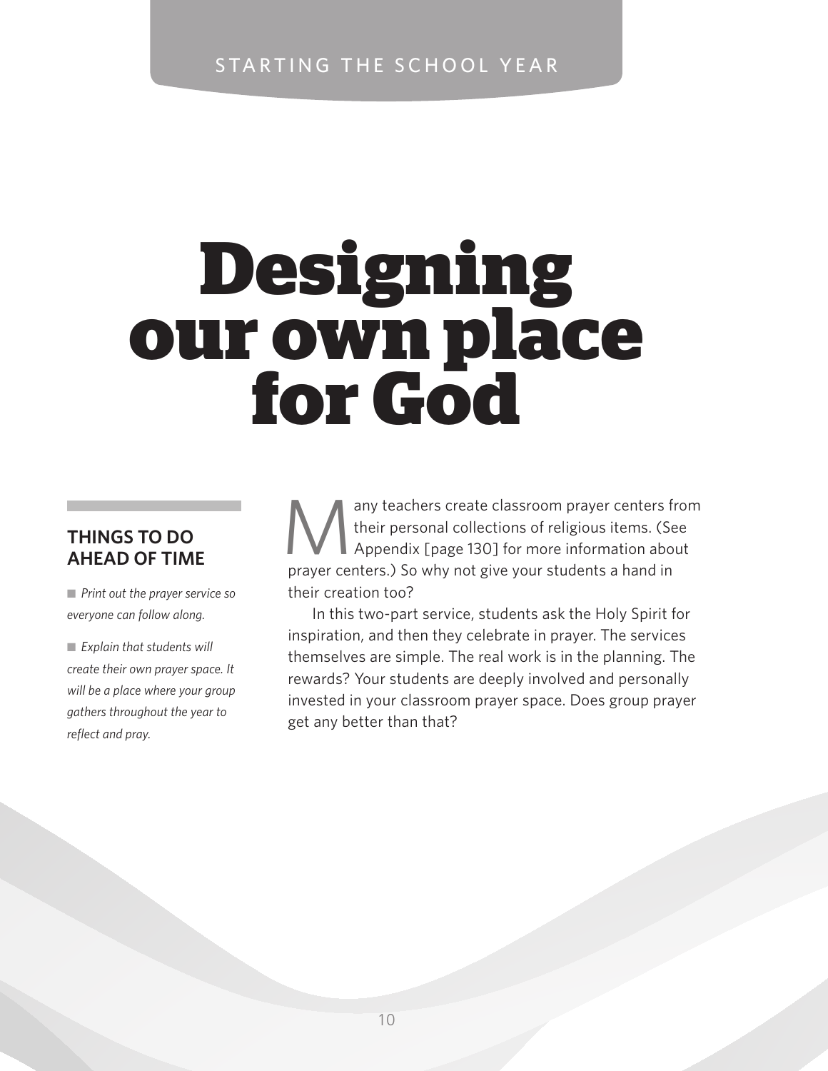STARTING THE SCHOOL YEAR

# Designing our own place for God

## THINGS TO DO AHEAD OF TIME

- *Print out the prayer service so everyone can follow along.*
- *Explain that students will create their own prayer space. It will be a place where your group gathers throughout the year to reflect and pray.*

Many teachers create classroom prayer centers from their personal collections of religious items. (See Appendix [page 130] for more information about prayer centers.) So why not give your students a hand in their creation too?

In this two-part service, students ask the Holy Spirit for inspiration, and then they celebrate in prayer. The services themselves are simple. The real work is in the planning. The rewards? Your students are deeply involved and personally invested in your classroom prayer space. Does group prayer get any better than that?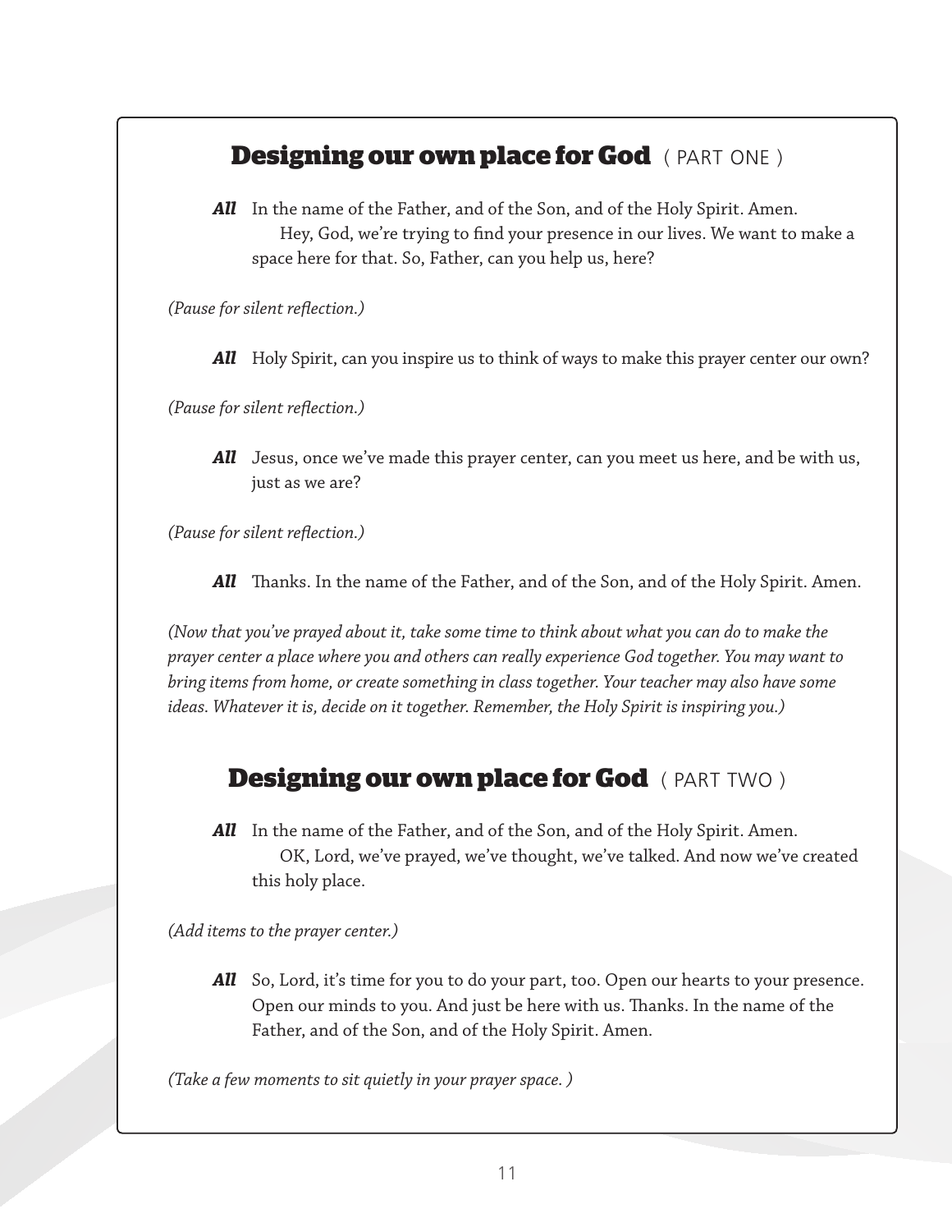## Designing our own place for God ( PART ONE )

***All*** In the name of the Father, and of the Son, and of the Holy Spirit. Amen.
Hey, God, we're trying to find your presence in our lives. We want to make a space here for that. So, Father, can you help us, here?

*(Pause for silent reflection.)*

***All*** Holy Spirit, can you inspire us to think of ways to make this prayer center our own?

*(Pause for silent reflection.)*

***All*** Jesus, once we've made this prayer center, can you meet us here, and be with us, just as we are?

*(Pause for silent reflection.)*

***All*** Thanks. In the name of the Father, and of the Son, and of the Holy Spirit. Amen.

*(Now that you've prayed about it, take some time to think about what you can do to make the prayer center a place where you and others can really experience God together. You may want to bring items from home, or create something in class together. Your teacher may also have some ideas. Whatever it is, decide on it together. Remember, the Holy Spirit is inspiring you.)*

## Designing our own place for God ( PART TWO )

***All*** In the name of the Father, and of the Son, and of the Holy Spirit. Amen.
OK, Lord, we've prayed, we've thought, we've talked. And now we've created this holy place.

*(Add items to the prayer center.)*

***All*** So, Lord, it's time for you to do your part, too. Open our hearts to your presence. Open our minds to you. And just be here with us. Thanks. In the name of the Father, and of the Son, and of the Holy Spirit. Amen.

*(Take a few moments to sit quietly in your prayer space. )*